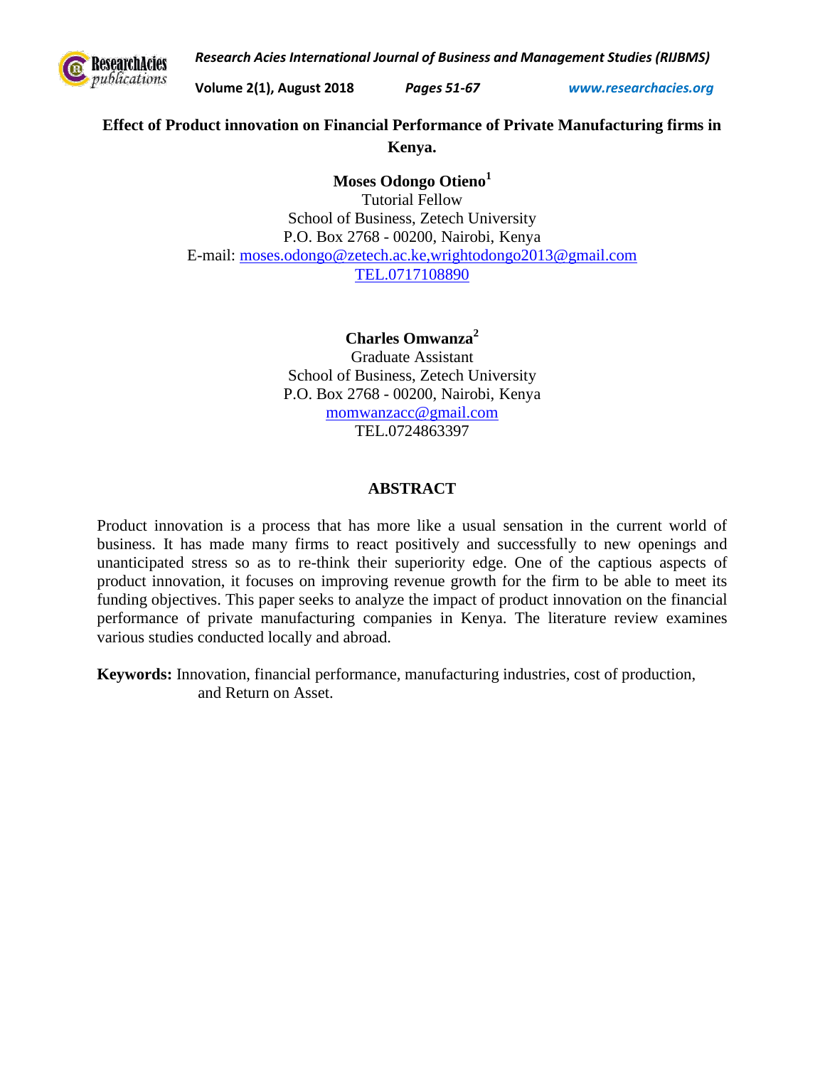# Effect of Product innovation on Financial Performance of Private Manufacturing firms in Kenya.

**Moses Odongo Otieno**[1]
Tutorial Fellow
School of Business, Zetech University
P.O. Box 2768 - 00200, Nairobi, Kenya
E-mail: moses.odongo@zetech.ac.ke,wrightodongo2013@gmail.com
TEL.0717108890

**Charles Omwanza**[2]
Graduate Assistant
School of Business, Zetech University
P.O. Box 2768 - 00200, Nairobi, Kenya
momwanzacc@gmail.com
TEL.0724863397

## ABSTRACT

Product innovation is a process that has more like a usual sensation in the current world of business. It has made many firms to react positively and successfully to new openings and unanticipated stress so as to re-think their superiority edge. One of the captious aspects of product innovation, it focuses on improving revenue growth for the firm to be able to meet its funding objectives. This paper seeks to analyze the impact of product innovation on the financial performance of private manufacturing companies in Kenya. The literature review examines various studies conducted locally and abroad.

**Keywords:** Innovation, financial performance, manufacturing industries, cost of production, and Return on Asset.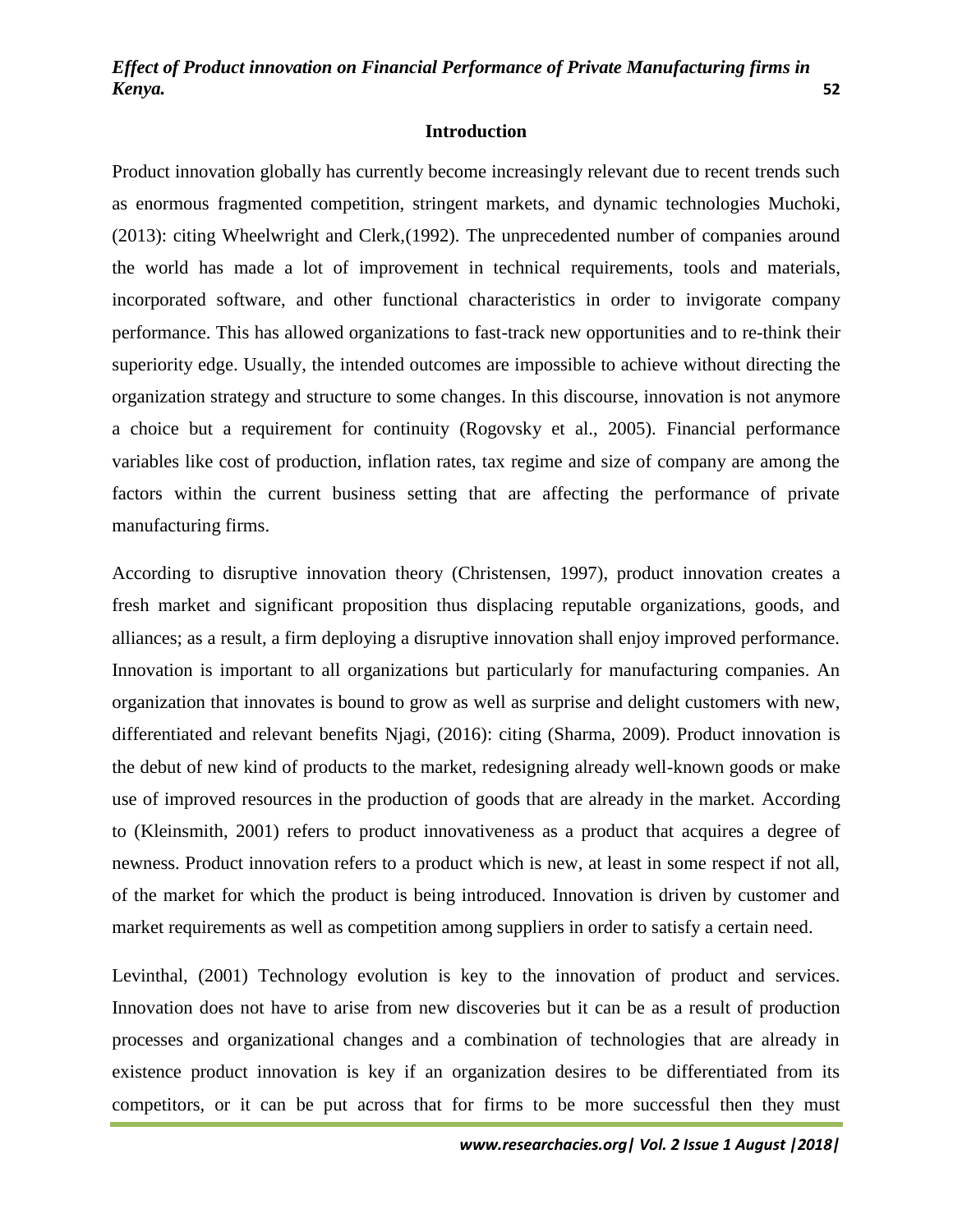## Introduction

Product innovation globally has currently become increasingly relevant due to recent trends such as enormous fragmented competition, stringent markets, and dynamic technologies Muchoki, (2013): citing Wheelwright and Clerk,(1992). The unprecedented number of companies around the world has made a lot of improvement in technical requirements, tools and materials, incorporated software, and other functional characteristics in order to invigorate company performance. This has allowed organizations to fast-track new opportunities and to re-think their superiority edge. Usually, the intended outcomes are impossible to achieve without directing the organization strategy and structure to some changes. In this discourse, innovation is not anymore a choice but a requirement for continuity (Rogovsky et al., 2005). Financial performance variables like cost of production, inflation rates, tax regime and size of company are among the factors within the current business setting that are affecting the performance of private manufacturing firms.

According to disruptive innovation theory (Christensen, 1997), product innovation creates a fresh market and significant proposition thus displacing reputable organizations, goods, and alliances; as a result, a firm deploying a disruptive innovation shall enjoy improved performance. Innovation is important to all organizations but particularly for manufacturing companies. An organization that innovates is bound to grow as well as surprise and delight customers with new, differentiated and relevant benefits Njagi, (2016): citing (Sharma, 2009). Product innovation is the debut of new kind of products to the market, redesigning already well-known goods or make use of improved resources in the production of goods that are already in the market. According to (Kleinsmith, 2001) refers to product innovativeness as a product that acquires a degree of newness. Product innovation refers to a product which is new, at least in some respect if not all, of the market for which the product is being introduced. Innovation is driven by customer and market requirements as well as competition among suppliers in order to satisfy a certain need.

Levinthal, (2001) Technology evolution is key to the innovation of product and services. Innovation does not have to arise from new discoveries but it can be as a result of production processes and organizational changes and a combination of technologies that are already in existence product innovation is key if an organization desires to be differentiated from its competitors, or it can be put across that for firms to be more successful then they must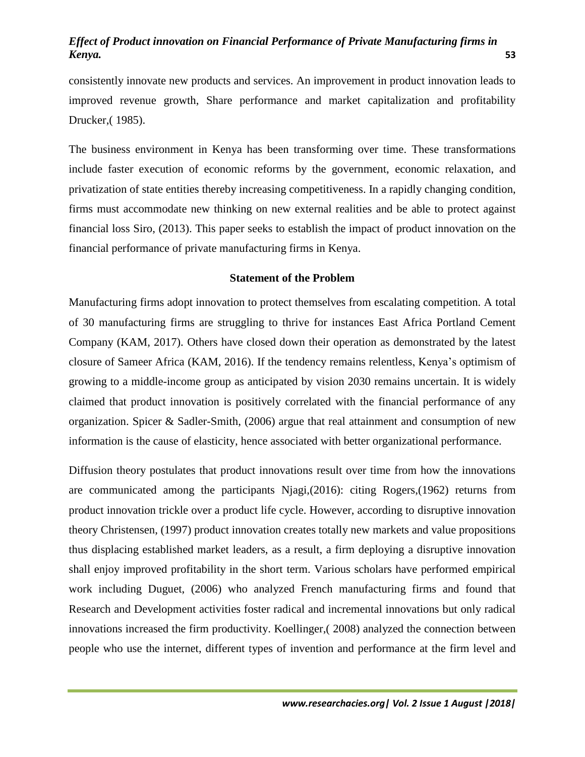consistently innovate new products and services. An improvement in product innovation leads to improved revenue growth, Share performance and market capitalization and profitability Drucker,( 1985).

The business environment in Kenya has been transforming over time. These transformations include faster execution of economic reforms by the government, economic relaxation, and privatization of state entities thereby increasing competitiveness. In a rapidly changing condition, firms must accommodate new thinking on new external realities and be able to protect against financial loss Siro, (2013). This paper seeks to establish the impact of product innovation on the financial performance of private manufacturing firms in Kenya.

## Statement of the Problem

Manufacturing firms adopt innovation to protect themselves from escalating competition. A total of 30 manufacturing firms are struggling to thrive for instances East Africa Portland Cement Company (KAM, 2017). Others have closed down their operation as demonstrated by the latest closure of Sameer Africa (KAM, 2016). If the tendency remains relentless, Kenya's optimism of growing to a middle-income group as anticipated by vision 2030 remains uncertain. It is widely claimed that product innovation is positively correlated with the financial performance of any organization. Spicer & Sadler-Smith, (2006) argue that real attainment and consumption of new information is the cause of elasticity, hence associated with better organizational performance.

Diffusion theory postulates that product innovations result over time from how the innovations are communicated among the participants Njagi,(2016): citing Rogers,(1962) returns from product innovation trickle over a product life cycle. However, according to disruptive innovation theory Christensen, (1997) product innovation creates totally new markets and value propositions thus displacing established market leaders, as a result, a firm deploying a disruptive innovation shall enjoy improved profitability in the short term. Various scholars have performed empirical work including Duguet, (2006) who analyzed French manufacturing firms and found that Research and Development activities foster radical and incremental innovations but only radical innovations increased the firm productivity. Koellinger,( 2008) analyzed the connection between people who use the internet, different types of invention and performance at the firm level and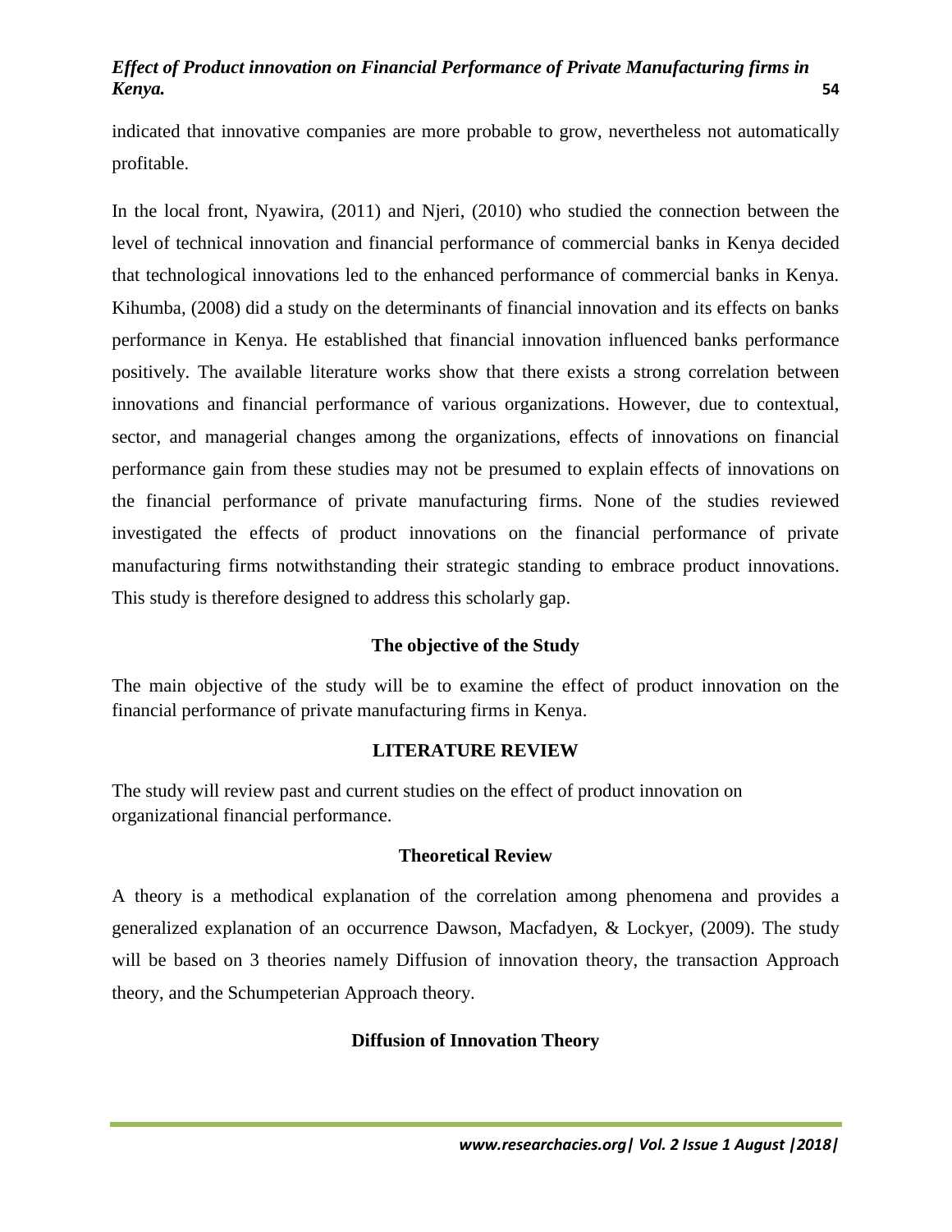indicated that innovative companies are more probable to grow, nevertheless not automatically profitable.

In the local front, Nyawira, (2011) and Njeri, (2010) who studied the connection between the level of technical innovation and financial performance of commercial banks in Kenya decided that technological innovations led to the enhanced performance of commercial banks in Kenya. Kihumba, (2008) did a study on the determinants of financial innovation and its effects on banks performance in Kenya. He established that financial innovation influenced banks performance positively. The available literature works show that there exists a strong correlation between innovations and financial performance of various organizations. However, due to contextual, sector, and managerial changes among the organizations, effects of innovations on financial performance gain from these studies may not be presumed to explain effects of innovations on the financial performance of private manufacturing firms. None of the studies reviewed investigated the effects of product innovations on the financial performance of private manufacturing firms notwithstanding their strategic standing to embrace product innovations. This study is therefore designed to address this scholarly gap.

## The objective of the Study

The main objective of the study will be to examine the effect of product innovation on the financial performance of private manufacturing firms in Kenya.

## LITERATURE REVIEW

The study will review past and current studies on the effect of product innovation on organizational financial performance.

### Theoretical Review

A theory is a methodical explanation of the correlation among phenomena and provides a generalized explanation of an occurrence Dawson, Macfadyen, & Lockyer, (2009). The study will be based on 3 theories namely Diffusion of innovation theory, the transaction Approach theory, and the Schumpeterian Approach theory.

### Diffusion of Innovation Theory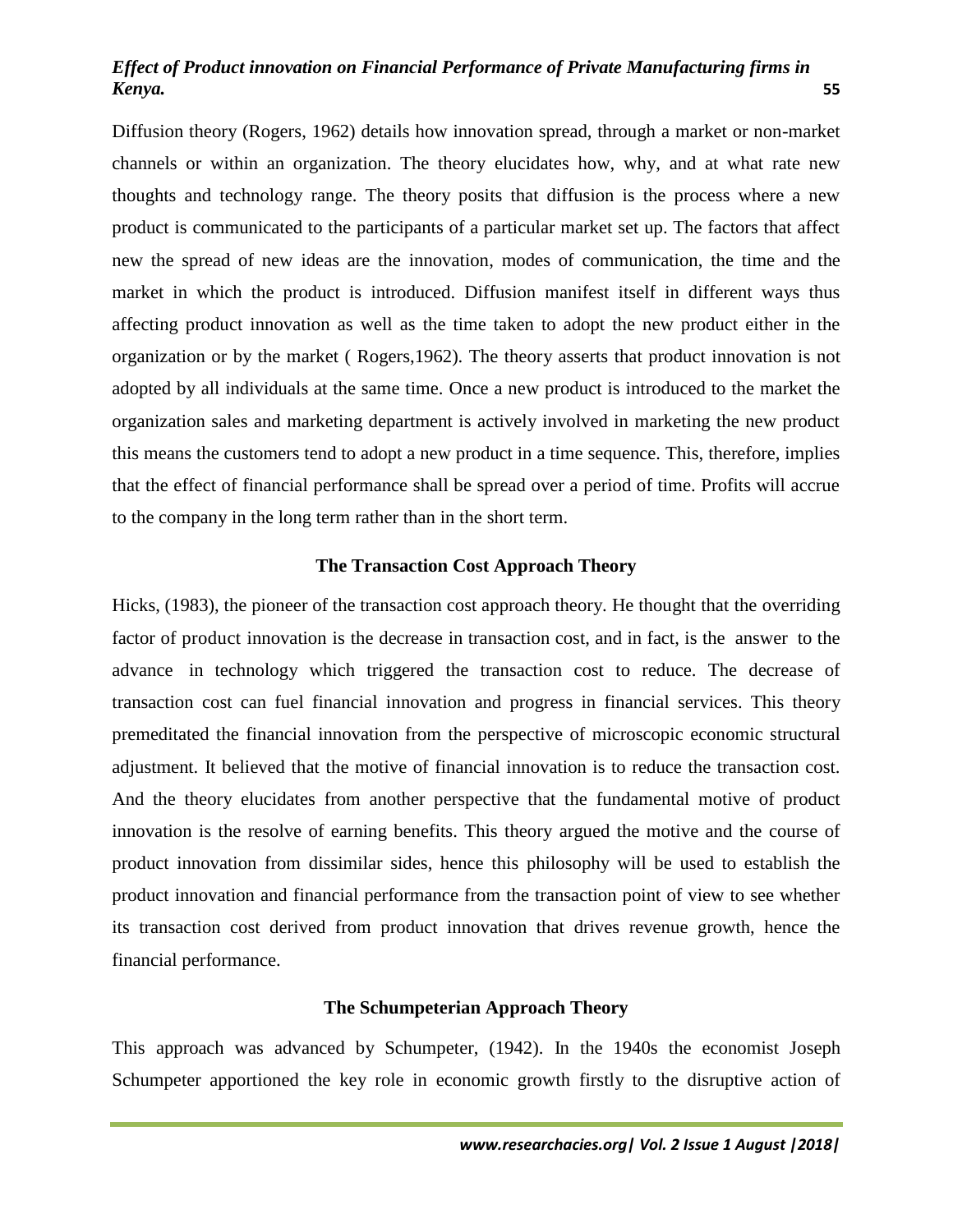Diffusion theory (Rogers, 1962) details how innovation spread, through a market or non-market channels or within an organization. The theory elucidates how, why, and at what rate new thoughts and technology range. The theory posits that diffusion is the process where a new product is communicated to the participants of a particular market set up. The factors that affect new the spread of new ideas are the innovation, modes of communication, the time and the market in which the product is introduced. Diffusion manifest itself in different ways thus affecting product innovation as well as the time taken to adopt the new product either in the organization or by the market ( Rogers,1962). The theory asserts that product innovation is not adopted by all individuals at the same time. Once a new product is introduced to the market the organization sales and marketing department is actively involved in marketing the new product this means the customers tend to adopt a new product in a time sequence. This, therefore, implies that the effect of financial performance shall be spread over a period of time. Profits will accrue to the company in the long term rather than in the short term.

### The Transaction Cost Approach Theory

Hicks, (1983), the pioneer of the transaction cost approach theory. He thought that the overriding factor of product innovation is the decrease in transaction cost, and in fact, is the answer to the advance in technology which triggered the transaction cost to reduce. The decrease of transaction cost can fuel financial innovation and progress in financial services. This theory premeditated the financial innovation from the perspective of microscopic economic structural adjustment. It believed that the motive of financial innovation is to reduce the transaction cost. And the theory elucidates from another perspective that the fundamental motive of product innovation is the resolve of earning benefits. This theory argued the motive and the course of product innovation from dissimilar sides, hence this philosophy will be used to establish the product innovation and financial performance from the transaction point of view to see whether its transaction cost derived from product innovation that drives revenue growth, hence the financial performance.

### The Schumpeterian Approach Theory

This approach was advanced by Schumpeter, (1942). In the 1940s the economist Joseph Schumpeter apportioned the key role in economic growth firstly to the disruptive action of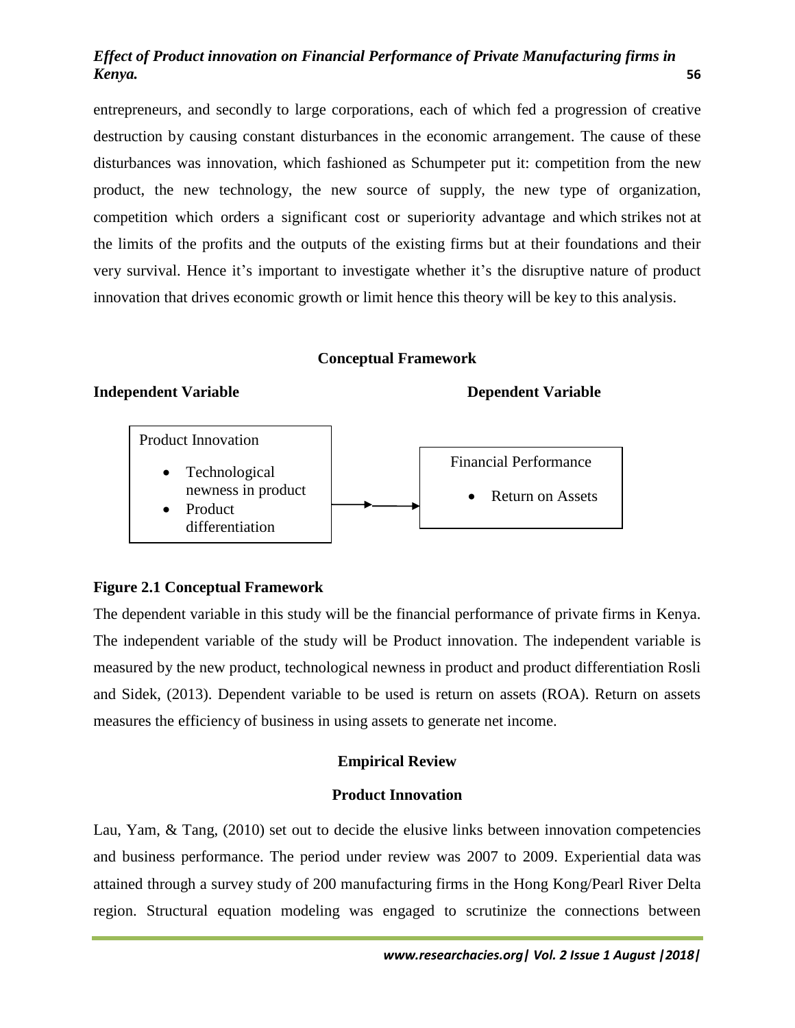entrepreneurs, and secondly to large corporations, each of which fed a progression of creative destruction by causing constant disturbances in the economic arrangement. The cause of these disturbances was innovation, which fashioned as Schumpeter put it: competition from the new product, the new technology, the new source of supply, the new type of organization, competition which orders a significant cost or superiority advantage and which strikes not at the limits of the profits and the outputs of the existing firms but at their foundations and their very survival. Hence it's important to investigate whether it's the disruptive nature of product innovation that drives economic growth or limit hence this theory will be key to this analysis.

## Conceptual Framework

**Independent Variable** | **Dependent Variable**

Product Innovation

- Technological newness in product
- Product differentiation

→

Financial Performance

- Return on Assets

**Figure 2.1 Conceptual Framework**

The dependent variable in this study will be the financial performance of private firms in Kenya. The independent variable of the study will be Product innovation. The independent variable is measured by the new product, technological newness in product and product differentiation Rosli and Sidek, (2013). Dependent variable to be used is return on assets (ROA). Return on assets measures the efficiency of business in using assets to generate net income.

## Empirical Review

### Product Innovation

Lau, Yam, & Tang, (2010) set out to decide the elusive links between innovation competencies and business performance. The period under review was 2007 to 2009. Experiential data was attained through a survey study of 200 manufacturing firms in the Hong Kong/Pearl River Delta region. Structural equation modeling was engaged to scrutinize the connections between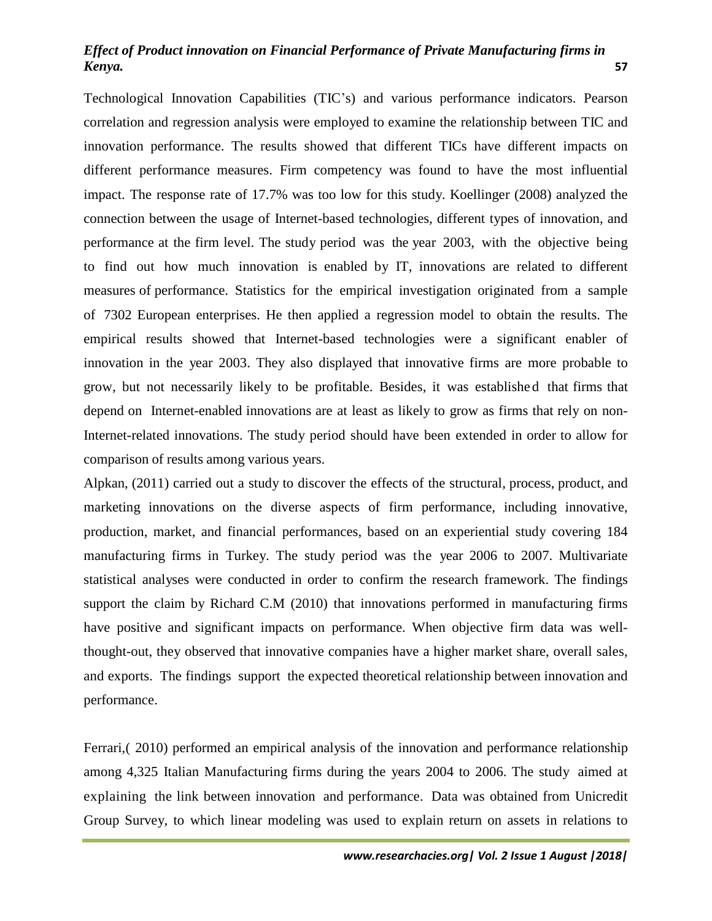Technological Innovation Capabilities (TIC's) and various performance indicators. Pearson correlation and regression analysis were employed to examine the relationship between TIC and innovation performance. The results showed that different TICs have different impacts on different performance measures. Firm competency was found to have the most influential impact. The response rate of 17.7% was too low for this study. Koellinger (2008) analyzed the connection between the usage of Internet-based technologies, different types of innovation, and performance at the firm level. The study period was the year 2003, with the objective being to find out how much innovation is enabled by IT, innovations are related to different measures of performance. Statistics for the empirical investigation originated from a sample of 7302 European enterprises. He then applied a regression model to obtain the results. The empirical results showed that Internet-based technologies were a significant enabler of innovation in the year 2003. They also displayed that innovative firms are more probable to grow, but not necessarily likely to be profitable. Besides, it was established that firms that depend on Internet-enabled innovations are at least as likely to grow as firms that rely on non-Internet-related innovations. The study period should have been extended in order to allow for comparison of results among various years.

Alpkan, (2011) carried out a study to discover the effects of the structural, process, product, and marketing innovations on the diverse aspects of firm performance, including innovative, production, market, and financial performances, based on an experiential study covering 184 manufacturing firms in Turkey. The study period was the year 2006 to 2007. Multivariate statistical analyses were conducted in order to confirm the research framework. The findings support the claim by Richard C.M (2010) that innovations performed in manufacturing firms have positive and significant impacts on performance. When objective firm data was well-thought-out, they observed that innovative companies have a higher market share, overall sales, and exports. The findings support the expected theoretical relationship between innovation and performance.

Ferrari,( 2010) performed an empirical analysis of the innovation and performance relationship among 4,325 Italian Manufacturing firms during the years 2004 to 2006. The study aimed at explaining the link between innovation and performance. Data was obtained from Unicredit Group Survey, to which linear modeling was used to explain return on assets in relations to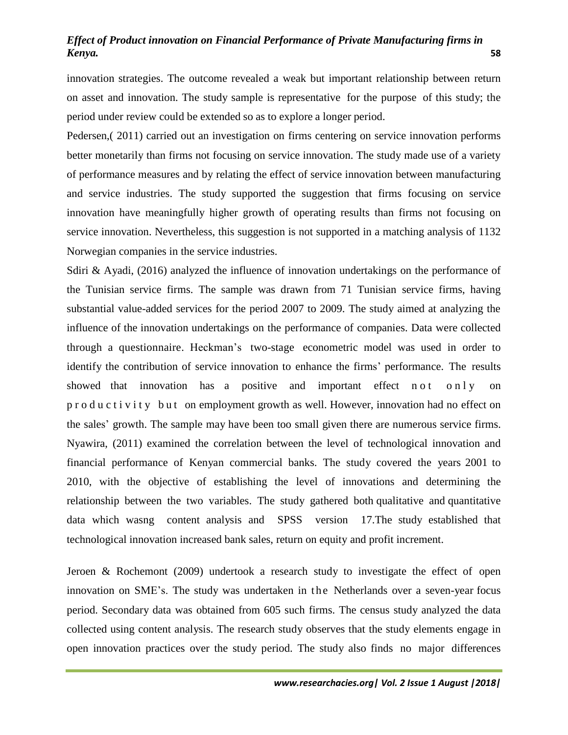innovation strategies. The outcome revealed a weak but important relationship between return on asset and innovation. The study sample is representative for the purpose of this study; the period under review could be extended so as to explore a longer period.

Pedersen,( 2011) carried out an investigation on firms centering on service innovation performs better monetarily than firms not focusing on service innovation. The study made use of a variety of performance measures and by relating the effect of service innovation between manufacturing and service industries. The study supported the suggestion that firms focusing on service innovation have meaningfully higher growth of operating results than firms not focusing on service innovation. Nevertheless, this suggestion is not supported in a matching analysis of 1132 Norwegian companies in the service industries.

Sdiri & Ayadi, (2016) analyzed the influence of innovation undertakings on the performance of the Tunisian service firms. The sample was drawn from 71 Tunisian service firms, having substantial value-added services for the period 2007 to 2009. The study aimed at analyzing the influence of the innovation undertakings on the performance of companies. Data were collected through a questionnaire. Heckman's two-stage econometric model was used in order to identify the contribution of service innovation to enhance the firms' performance. The results showed that innovation has a positive and important effect not only on productivity but on employment growth as well. However, innovation had no effect on the sales' growth. The sample may have been too small given there are numerous service firms.

Nyawira, (2011) examined the correlation between the level of technological innovation and financial performance of Kenyan commercial banks. The study covered the years 2001 to 2010, with the objective of establishing the level of innovations and determining the relationship between the two variables. The study gathered both qualitative and quantitative data which wasng content analysis and SPSS version 17.The study established that technological innovation increased bank sales, return on equity and profit increment.

Jeroen & Rochemont (2009) undertook a research study to investigate the effect of open innovation on SME's. The study was undertaken in the Netherlands over a seven-year focus period. Secondary data was obtained from 605 such firms. The census study analyzed the data collected using content analysis. The research study observes that the study elements engage in open innovation practices over the study period. The study also finds no major differences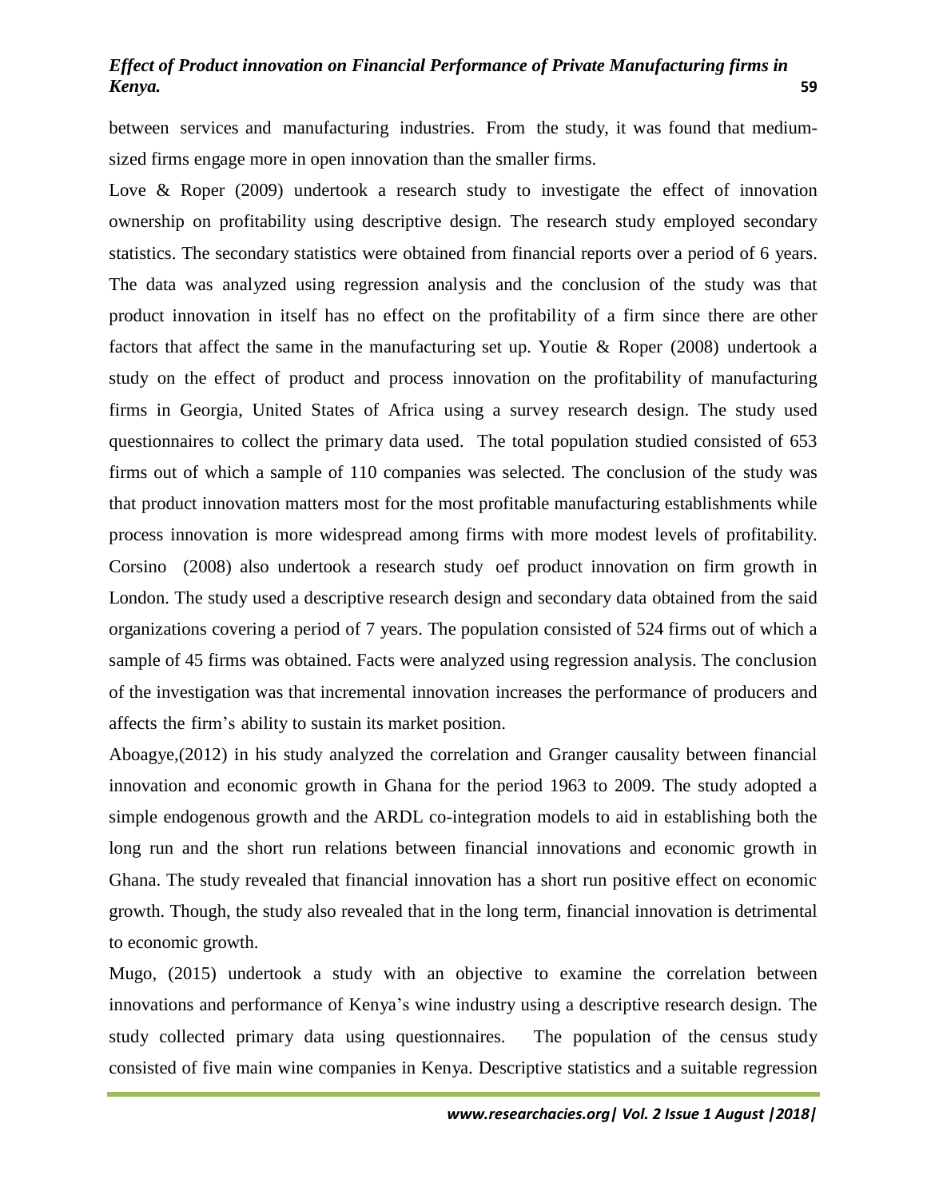between services and manufacturing industries. From the study, it was found that medium-sized firms engage more in open innovation than the smaller firms.

Love & Roper (2009) undertook a research study to investigate the effect of innovation ownership on profitability using descriptive design. The research study employed secondary statistics. The secondary statistics were obtained from financial reports over a period of 6 years. The data was analyzed using regression analysis and the conclusion of the study was that product innovation in itself has no effect on the profitability of a firm since there are other factors that affect the same in the manufacturing set up. Youtie & Roper (2008) undertook a study on the effect of product and process innovation on the profitability of manufacturing firms in Georgia, United States of Africa using a survey research design. The study used questionnaires to collect the primary data used. The total population studied consisted of 653 firms out of which a sample of 110 companies was selected. The conclusion of the study was that product innovation matters most for the most profitable manufacturing establishments while process innovation is more widespread among firms with more modest levels of profitability. Corsino (2008) also undertook a research study oef product innovation on firm growth in London. The study used a descriptive research design and secondary data obtained from the said organizations covering a period of 7 years. The population consisted of 524 firms out of which a sample of 45 firms was obtained. Facts were analyzed using regression analysis. The conclusion of the investigation was that incremental innovation increases the performance of producers and affects the firm's ability to sustain its market position.

Aboagye,(2012) in his study analyzed the correlation and Granger causality between financial innovation and economic growth in Ghana for the period 1963 to 2009. The study adopted a simple endogenous growth and the ARDL co-integration models to aid in establishing both the long run and the short run relations between financial innovations and economic growth in Ghana. The study revealed that financial innovation has a short run positive effect on economic growth. Though, the study also revealed that in the long term, financial innovation is detrimental to economic growth.

Mugo, (2015) undertook a study with an objective to examine the correlation between innovations and performance of Kenya's wine industry using a descriptive research design. The study collected primary data using questionnaires. The population of the census study consisted of five main wine companies in Kenya. Descriptive statistics and a suitable regression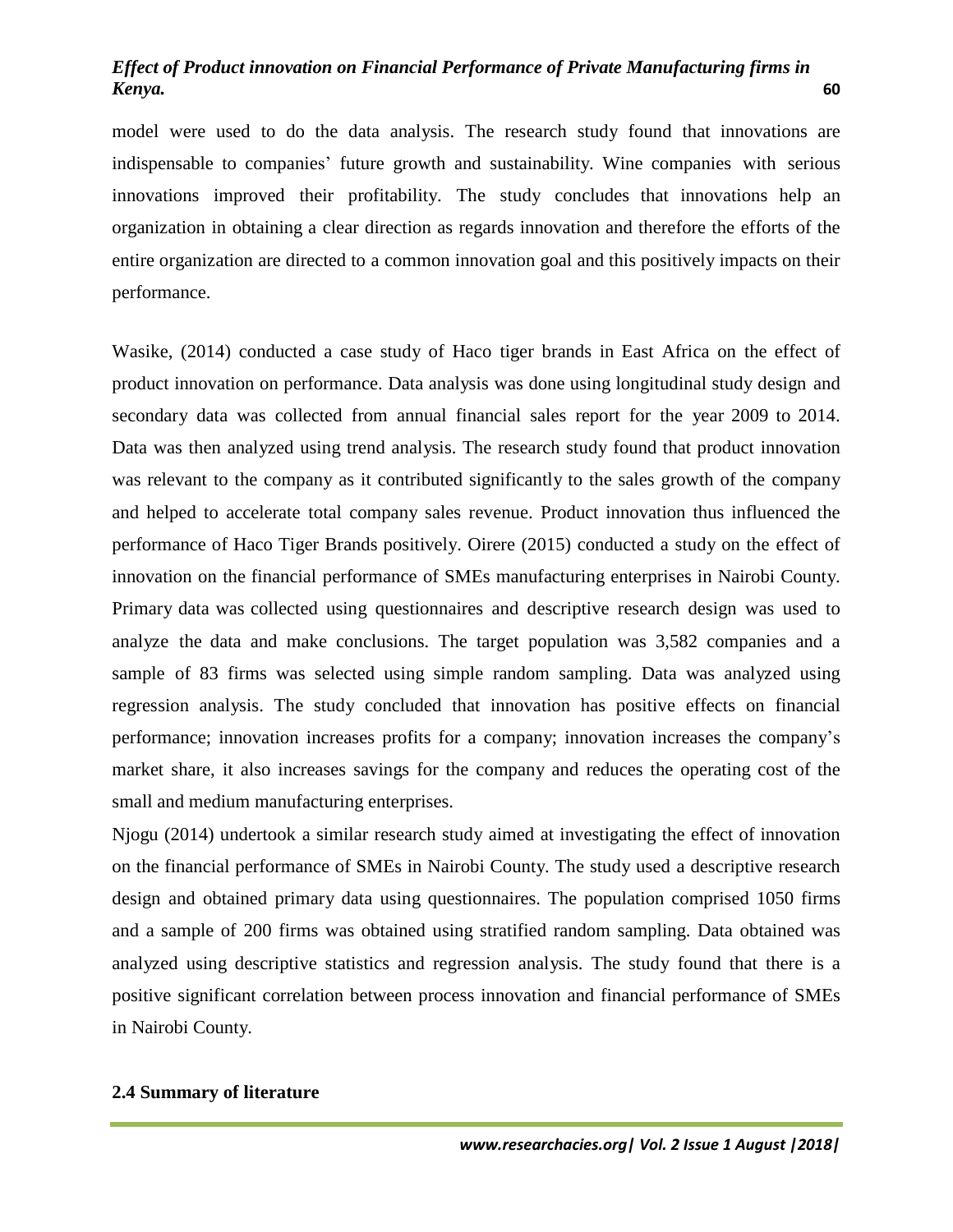model were used to do the data analysis. The research study found that innovations are indispensable to companies' future growth and sustainability. Wine companies with serious innovations improved their profitability. The study concludes that innovations help an organization in obtaining a clear direction as regards innovation and therefore the efforts of the entire organization are directed to a common innovation goal and this positively impacts on their performance.

Wasike, (2014) conducted a case study of Haco tiger brands in East Africa on the effect of product innovation on performance. Data analysis was done using longitudinal study design and secondary data was collected from annual financial sales report for the year 2009 to 2014. Data was then analyzed using trend analysis. The research study found that product innovation was relevant to the company as it contributed significantly to the sales growth of the company and helped to accelerate total company sales revenue. Product innovation thus influenced the performance of Haco Tiger Brands positively. Oirere (2015) conducted a study on the effect of innovation on the financial performance of SMEs manufacturing enterprises in Nairobi County. Primary data was collected using questionnaires and descriptive research design was used to analyze the data and make conclusions. The target population was 3,582 companies and a sample of 83 firms was selected using simple random sampling. Data was analyzed using regression analysis. The study concluded that innovation has positive effects on financial performance; innovation increases profits for a company; innovation increases the company's market share, it also increases savings for the company and reduces the operating cost of the small and medium manufacturing enterprises.

Njogu (2014) undertook a similar research study aimed at investigating the effect of innovation on the financial performance of SMEs in Nairobi County. The study used a descriptive research design and obtained primary data using questionnaires. The population comprised 1050 firms and a sample of 200 firms was obtained using stratified random sampling. Data obtained was analyzed using descriptive statistics and regression analysis. The study found that there is a positive significant correlation between process innovation and financial performance of SMEs in Nairobi County.

## 2.4 Summary of literature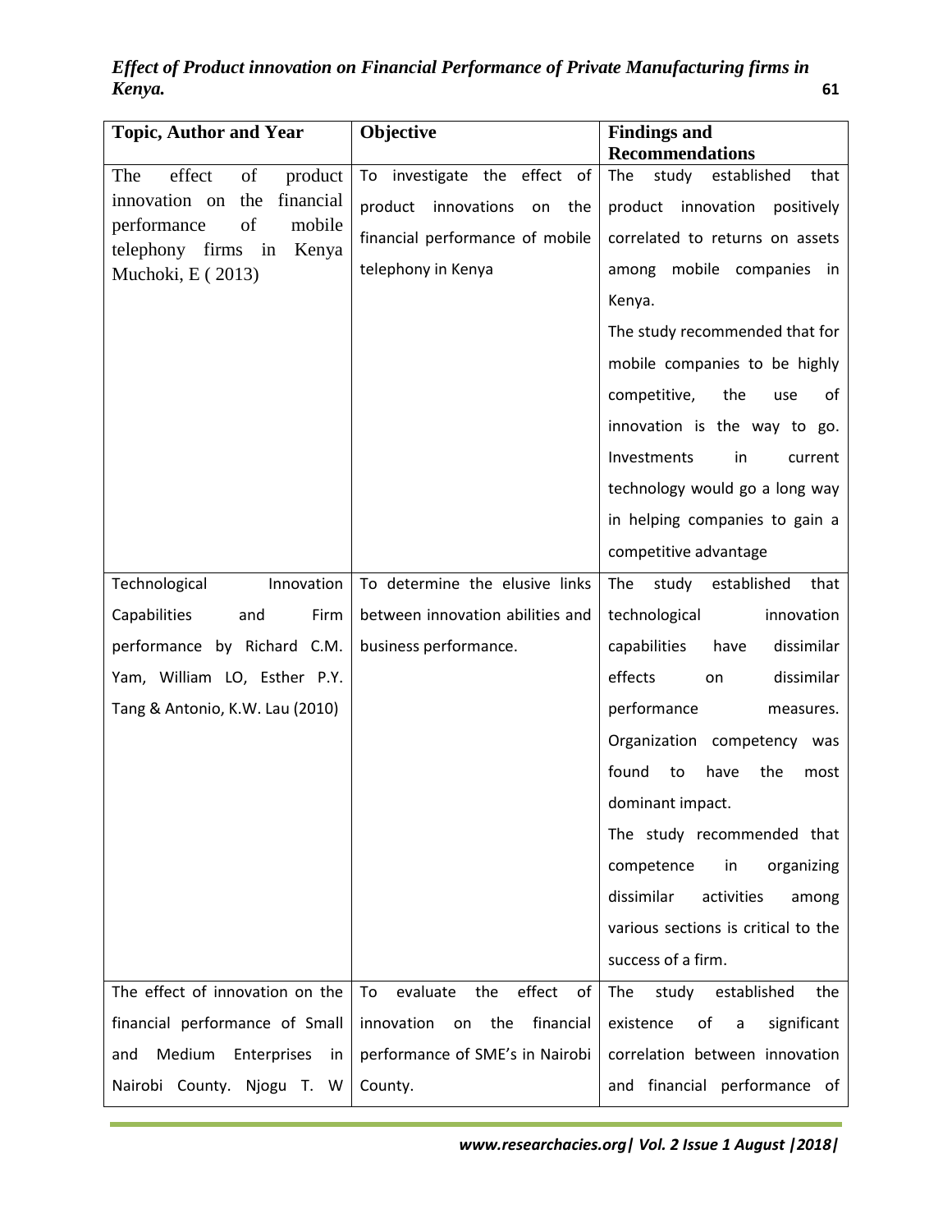| Topic, Author and Year | Objective | Findings and Recommendations |
|---|---|---|
| The effect of product innovation on the financial performance of mobile telephony firms in Kenya Muchoki, E ( 2013) | To investigate the effect of product innovations on the financial performance of mobile telephony in Kenya | The study established that product innovation positively correlated to returns on assets among mobile companies in Kenya. The study recommended that for mobile companies to be highly competitive, the use of innovation is the way to go. Investments in current technology would go a long way in helping companies to gain a competitive advantage |
| Technological Innovation Capabilities and Firm performance by Richard C.M. Yam, William LO, Esther P.Y. Tang & Antonio, K.W. Lau (2010) | To determine the elusive links between innovation abilities and business performance. | The study established that technological innovation capabilities have dissimilar effects on dissimilar performance measures. Organization competency was found to have the most dominant impact. The study recommended that competence in organizing dissimilar activities among various sections is critical to the success of a firm. |
| The effect of innovation on the financial performance of Small and Medium Enterprises in Nairobi County. Njogu T. W | To evaluate the effect of innovation on the financial performance of SME's in Nairobi County. | The study established the existence of a significant correlation between innovation and financial performance of |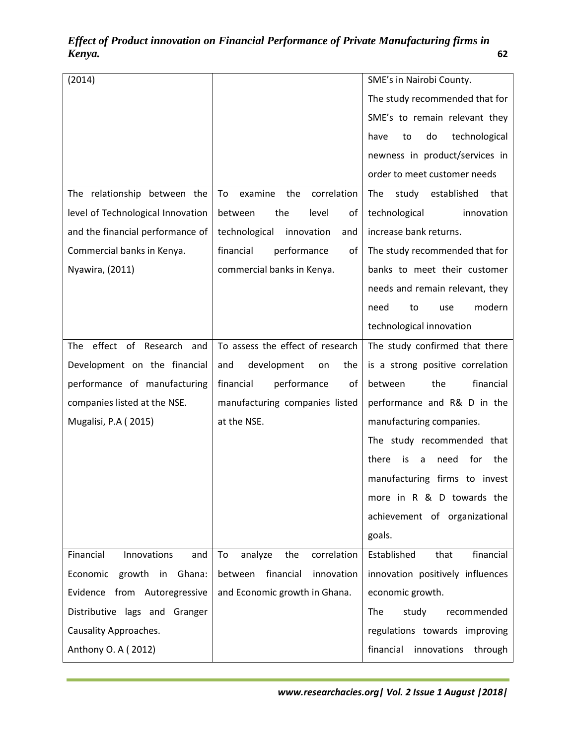| | | |
|---|---|---|
| (2014) | | SME's in Nairobi County. The study recommended that for SME's to remain relevant they have to do technological newness in product/services in order to meet customer needs |
| The relationship between the level of Technological Innovation and the financial performance of Commercial banks in Kenya. Nyawira, (2011) | To examine the correlation between the level of technological innovation and financial performance of commercial banks in Kenya. | The study established that technological innovation increase bank returns. The study recommended that for banks to meet their customer needs and remain relevant, they need to use modern technological innovation |
| The effect of Research and Development on the financial performance of manufacturing companies listed at the NSE. Mugalisi, P.A ( 2015) | To assess the effect of research and development on the financial performance of manufacturing companies listed at the NSE. | The study confirmed that there is a strong positive correlation between the financial performance and R& D in the manufacturing companies. The study recommended that there is a need for the manufacturing firms to invest more in R & D towards the achievement of organizational goals. |
| Financial Innovations and Economic growth in Ghana: Evidence from Autoregressive Distributive lags and Granger Causality Approaches. Anthony O. A ( 2012) | To analyze the correlation between financial innovation and Economic growth in Ghana. | Established that financial innovation positively influences economic growth. The study recommended regulations towards improving financial innovations through |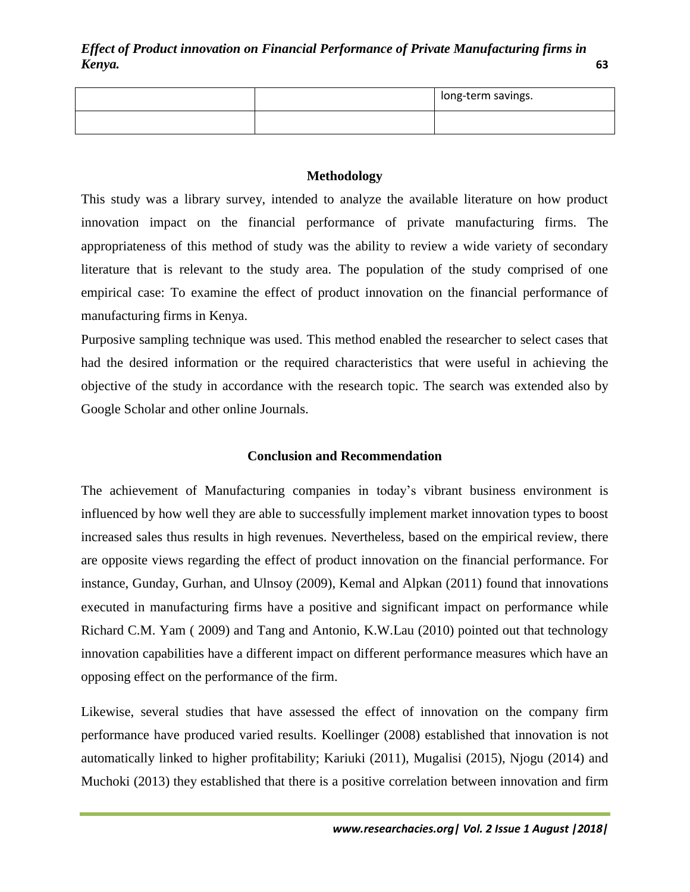| | | long-term savings. |
|---|---|---|
| | | |

## Methodology

This study was a library survey, intended to analyze the available literature on how product innovation impact on the financial performance of private manufacturing firms. The appropriateness of this method of study was the ability to review a wide variety of secondary literature that is relevant to the study area. The population of the study comprised of one empirical case: To examine the effect of product innovation on the financial performance of manufacturing firms in Kenya.

Purposive sampling technique was used. This method enabled the researcher to select cases that had the desired information or the required characteristics that were useful in achieving the objective of the study in accordance with the research topic. The search was extended also by Google Scholar and other online Journals.

## Conclusion and Recommendation

The achievement of Manufacturing companies in today's vibrant business environment is influenced by how well they are able to successfully implement market innovation types to boost increased sales thus results in high revenues. Nevertheless, based on the empirical review, there are opposite views regarding the effect of product innovation on the financial performance. For instance, Gunday, Gurhan, and Ulnsoy (2009), Kemal and Alpkan (2011) found that innovations executed in manufacturing firms have a positive and significant impact on performance while Richard C.M. Yam ( 2009) and Tang and Antonio, K.W.Lau (2010) pointed out that technology innovation capabilities have a different impact on different performance measures which have an opposing effect on the performance of the firm.

Likewise, several studies that have assessed the effect of innovation on the company firm performance have produced varied results. Koellinger (2008) established that innovation is not automatically linked to higher profitability; Kariuki (2011), Mugalisi (2015), Njogu (2014) and Muchoki (2013) they established that there is a positive correlation between innovation and firm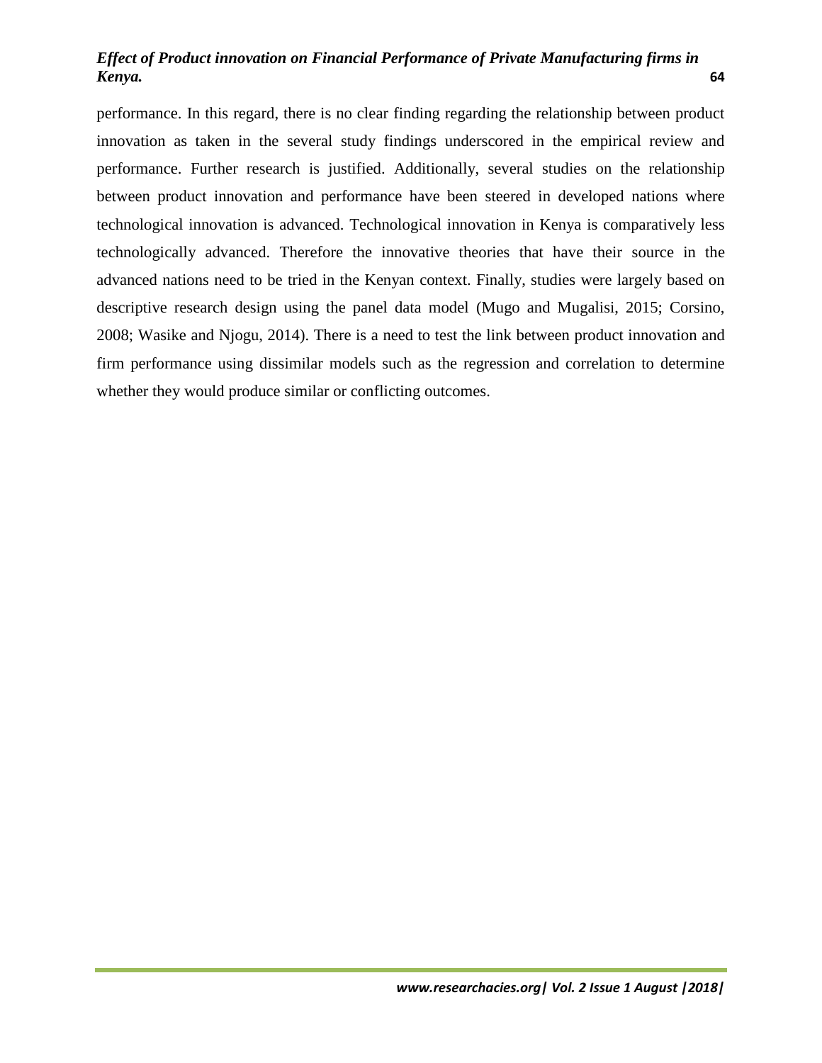performance. In this regard, there is no clear finding regarding the relationship between product innovation as taken in the several study findings underscored in the empirical review and performance. Further research is justified. Additionally, several studies on the relationship between product innovation and performance have been steered in developed nations where technological innovation is advanced. Technological innovation in Kenya is comparatively less technologically advanced. Therefore the innovative theories that have their source in the advanced nations need to be tried in the Kenyan context. Finally, studies were largely based on descriptive research design using the panel data model (Mugo and Mugalisi, 2015; Corsino, 2008; Wasike and Njogu, 2014). There is a need to test the link between product innovation and firm performance using dissimilar models such as the regression and correlation to determine whether they would produce similar or conflicting outcomes.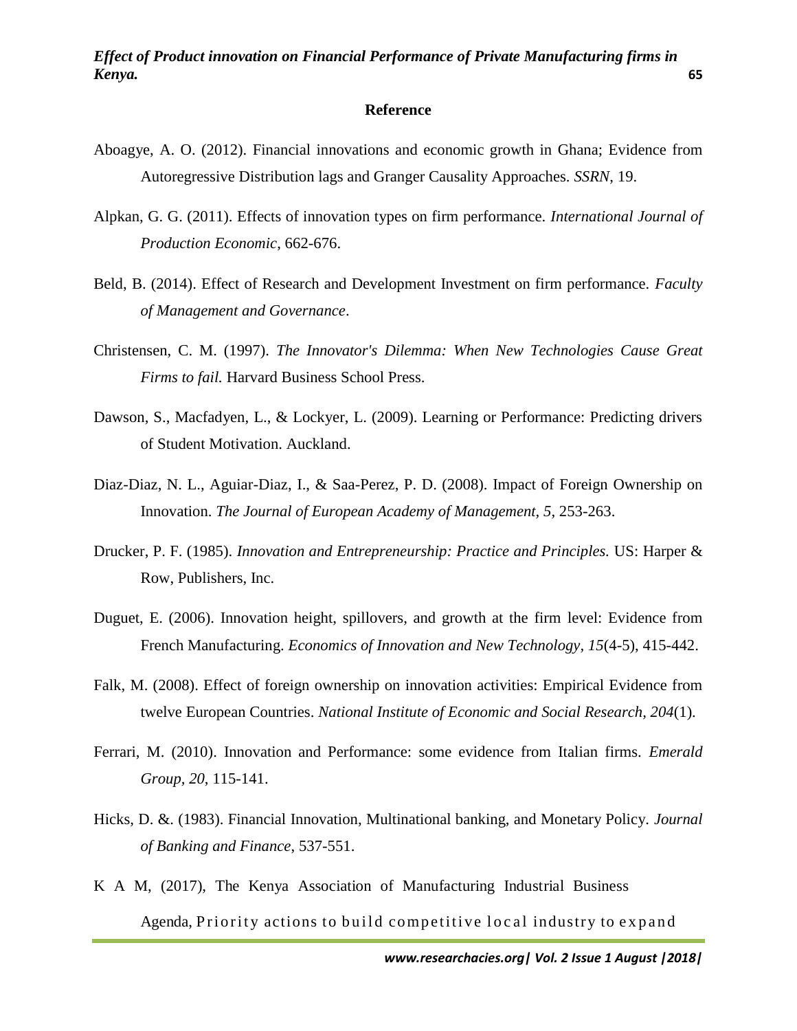## Reference

Aboagye, A. O. (2012). Financial innovations and economic growth in Ghana; Evidence from Autoregressive Distribution lags and Granger Causality Approaches. *SSRN*, 19.

Alpkan, G. G. (2011). Effects of innovation types on firm performance. *International Journal of Production Economic*, 662-676.

Beld, B. (2014). Effect of Research and Development Investment on firm performance. *Faculty of Management and Governance*.

Christensen, C. M. (1997). *The Innovator's Dilemma: When New Technologies Cause Great Firms to fail.* Harvard Business School Press.

Dawson, S., Macfadyen, L., & Lockyer, L. (2009). Learning or Performance: Predicting drivers of Student Motivation. Auckland.

Diaz-Diaz, N. L., Aguiar-Diaz, I., & Saa-Perez, P. D. (2008). Impact of Foreign Ownership on Innovation. *The Journal of European Academy of Management, 5*, 253-263.

Drucker, P. F. (1985). *Innovation and Entrepreneurship: Practice and Principles.* US: Harper & Row, Publishers, Inc.

Duguet, E. (2006). Innovation height, spillovers, and growth at the firm level: Evidence from French Manufacturing. *Economics of Innovation and New Technology, 15*(4-5), 415-442.

Falk, M. (2008). Effect of foreign ownership on innovation activities: Empirical Evidence from twelve European Countries. *National Institute of Economic and Social Research, 204*(1).

Ferrari, M. (2010). Innovation and Performance: some evidence from Italian firms. *Emerald Group, 20*, 115-141.

Hicks, D. &. (1983). Financial Innovation, Multinational banking, and Monetary Policy. *Journal of Banking and Finance*, 537-551.

K A M, (2017), The Kenya Association of Manufacturing Industrial Business Agenda, Priority actions to build competitive local industry to expand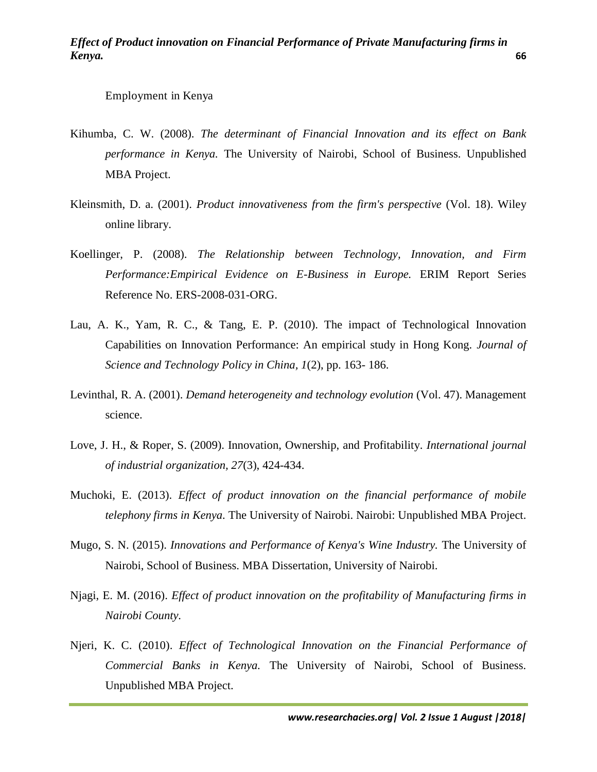Employment in Kenya

Kihumba, C. W. (2008). *The determinant of Financial Innovation and its effect on Bank performance in Kenya.* The University of Nairobi, School of Business. Unpublished MBA Project.

Kleinsmith, D. a. (2001). *Product innovativeness from the firm's perspective* (Vol. 18). Wiley online library.

Koellinger, P. (2008). *The Relationship between Technology, Innovation, and Firm Performance:Empirical Evidence on E-Business in Europe.* ERIM Report Series Reference No. ERS-2008-031-ORG.

Lau, A. K., Yam, R. C., & Tang, E. P. (2010). The impact of Technological Innovation Capabilities on Innovation Performance: An empirical study in Hong Kong. *Journal of Science and Technology Policy in China, 1*(2), pp. 163- 186.

Levinthal, R. A. (2001). *Demand heterogeneity and technology evolution* (Vol. 47). Management science.

Love, J. H., & Roper, S. (2009). Innovation, Ownership, and Profitability. *International journal of industrial organization, 27*(3), 424-434.

Muchoki, E. (2013). *Effect of product innovation on the financial performance of mobile telephony firms in Kenya*. The University of Nairobi. Nairobi: Unpublished MBA Project.

Mugo, S. N. (2015). *Innovations and Performance of Kenya's Wine Industry.* The University of Nairobi, School of Business. MBA Dissertation, University of Nairobi.

Njagi, E. M. (2016). *Effect of product innovation on the profitability of Manufacturing firms in Nairobi County*.

Njeri, K. C. (2010). *Effect of Technological Innovation on the Financial Performance of Commercial Banks in Kenya.* The University of Nairobi, School of Business. Unpublished MBA Project.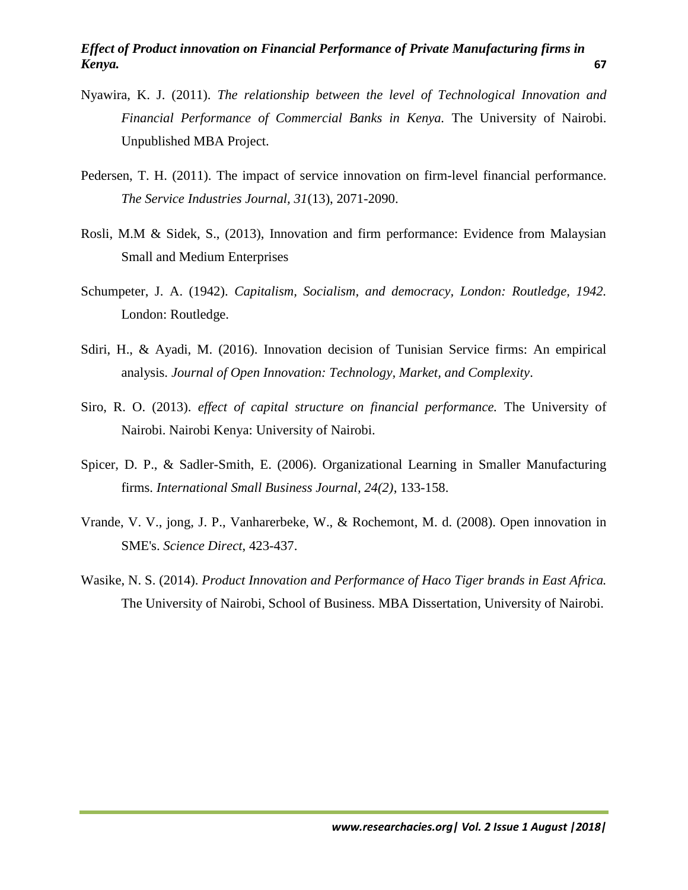Nyawira, K. J. (2011). *The relationship between the level of Technological Innovation and Financial Performance of Commercial Banks in Kenya.* The University of Nairobi. Unpublished MBA Project.

Pedersen, T. H. (2011). The impact of service innovation on firm-level financial performance. *The Service Industries Journal, 31*(13), 2071-2090.

Rosli, M.M & Sidek, S., (2013), Innovation and firm performance: Evidence from Malaysian Small and Medium Enterprises

Schumpeter, J. A. (1942). *Capitalism, Socialism, and democracy, London: Routledge, 1942.* London: Routledge.

Sdiri, H., & Ayadi, M. (2016). Innovation decision of Tunisian Service firms: An empirical analysis. *Journal of Open Innovation: Technology, Market, and Complexity*.

Siro, R. O. (2013). *effect of capital structure on financial performance.* The University of Nairobi. Nairobi Kenya: University of Nairobi.

Spicer, D. P., & Sadler-Smith, E. (2006). Organizational Learning in Smaller Manufacturing firms. *International Small Business Journal, 24(2)*, 133-158.

Vrande, V. V., jong, J. P., Vanharerbeke, W., & Rochemont, M. d. (2008). Open innovation in SME's. *Science Direct*, 423-437.

Wasike, N. S. (2014). *Product Innovation and Performance of Haco Tiger brands in East Africa.* The University of Nairobi, School of Business. MBA Dissertation, University of Nairobi.